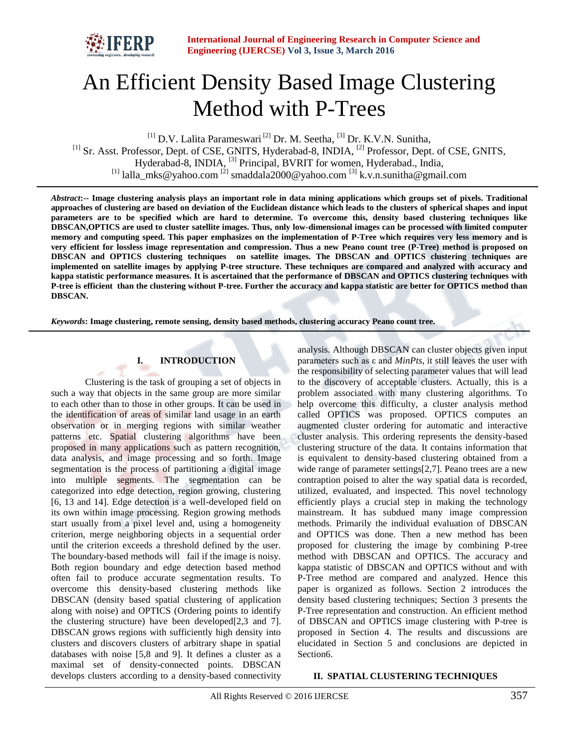# An Efficient Density Based Image Clustering Method with P-Trees

[1] D.V. Lalita Parameswari [2] Dr. M. Seetha, [3] Dr. K.V.N. Sunitha,
[1] Sr. Asst. Professor, Dept. of CSE, GNITS, Hyderabad-8, INDIA, [2] Professor, Dept. of CSE, GNITS, Hyderabad-8, INDIA, [3] Principal, BVRIT for women, Hyderabad., India,
[1] lalla_mks@yahoo.com [2] smaddala2000@yahoo.com [3] k.v.n.sunitha@gmail.com

***Abstract*:-- Image clustering analysis plays an important role in data mining applications which groups set of pixels. Traditional approaches of clustering are based on deviation of the Euclidean distance which leads to the clusters of spherical shapes and input parameters are to be specified which are hard to determine. To overcome this, density based clustering techniques like DBSCAN,OPTICS are used to cluster satellite images. Thus, only low-dimensional images can be processed with limited computer memory and computing speed. This paper emphasizes on the implementation of P-Tree which requires very less memory and is very efficient for lossless image representation and compression. Thus a new Peano count tree (P-Tree) method is proposed on DBSCAN and OPTICS clustering techniques on satellite images. The DBSCAN and OPTICS clustering techniques are implemented on satellite images by applying P-tree structure. These techniques are compared and analyzed with accuracy and kappa statistic performance measures. It is ascertained that the performance of DBSCAN and OPTICS clustering techniques with P-tree is efficient than the clustering without P-tree. Further the accuracy and kappa statistic are better for OPTICS method than DBSCAN.**

***Keywords*: Image clustering, remote sensing, density based methods, clustering accuracy Peano count tree.**

## I. INTRODUCTION

Clustering is the task of grouping a set of objects in such a way that objects in the same group are more similar to each other than to those in other groups. It can be used in the identification of areas of similar land usage in an earth observation or in merging regions with similar weather patterns etc. Spatial clustering algorithms have been proposed in many applications such as pattern recognition, data analysis, and image processing and so forth. Image segmentation is the process of partitioning a digital image into multiple segments. The segmentation can be categorized into edge detection, region growing, clustering [6, 13 and 14]. Edge detection is a well-developed field on its own within image processing. Region growing methods start usually from a pixel level and, using a homogeneity criterion, merge neighboring objects in a sequential order until the criterion exceeds a threshold defined by the user. The boundary-based methods will fail if the image is noisy. Both region boundary and edge detection based method often fail to produce accurate segmentation results. To overcome this density-based clustering methods like DBSCAN (density based spatial clustering of application along with noise) and OPTICS (Ordering points to identify the clustering structure) have been developed[2,3 and 7]. DBSCAN grows regions with sufficiently high density into clusters and discovers clusters of arbitrary shape in spatial databases with noise [5,8 and 9]. It defines a cluster as a maximal set of density-connected points. DBSCAN develops clusters according to a density-based connectivity analysis. Although DBSCAN can cluster objects given input parameters such as ε and *MinPts*, it still leaves the user with the responsibility of selecting parameter values that will lead to the discovery of acceptable clusters. Actually, this is a problem associated with many clustering algorithms. To help overcome this difficulty, a cluster analysis method called OPTICS was proposed. OPTICS computes an augmented cluster ordering for automatic and interactive cluster analysis. This ordering represents the density-based clustering structure of the data. It contains information that is equivalent to density-based clustering obtained from a wide range of parameter settings[2,7]. Peano trees are a new contraption poised to alter the way spatial data is recorded, utilized, evaluated, and inspected. This novel technology efficiently plays a crucial step in making the technology mainstream. It has subdued many image compression methods. Primarily the individual evaluation of DBSCAN and OPTICS was done. Then a new method has been proposed for clustering the image by combining P-tree method with DBSCAN and OPTICS. The accuracy and kappa statistic of DBSCAN and OPTICS without and with P-Tree method are compared and analyzed. Hence this paper is organized as follows. Section 2 introduces the density based clustering techniques; Section 3 presents the P-Tree representation and construction. An efficient method of DBSCAN and OPTICS image clustering with P-tree is proposed in Section 4. The results and discussions are elucidated in Section 5 and conclusions are depicted in Section6.

## II. SPATIAL CLUSTERING TECHNIQUES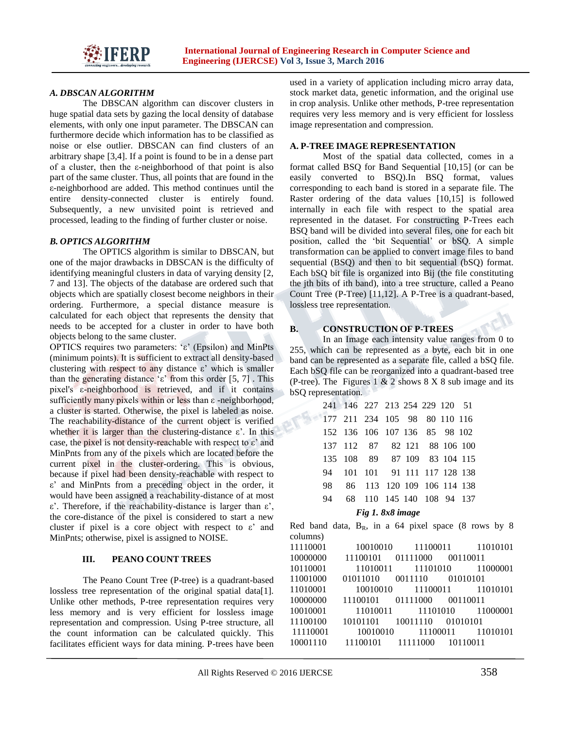### A. DBSCAN ALGORITHM

The DBSCAN algorithm can discover clusters in huge spatial data sets by gazing the local density of database elements, with only one input parameter. The DBSCAN can furthermore decide which information has to be classified as noise or else outlier. DBSCAN can find clusters of an arbitrary shape [3,4]. If a point is found to be in a dense part of a cluster, then the ε-neighborhood of that point is also part of the same cluster. Thus, all points that are found in the ε-neighborhood are added. This method continues until the entire density-connected cluster is entirely found. Subsequently, a new unvisited point is retrieved and processed, leading to the finding of further cluster or noise.

### B. OPTICS ALGORITHM

The OPTICS algorithm is similar to DBSCAN, but one of the major drawbacks in DBSCAN is the difficulty of identifying meaningful clusters in data of varying density [2, 7 and 13]. The objects of the database are ordered such that objects which are spatially closest become neighbors in their ordering. Furthermore, a special distance measure is calculated for each object that represents the density that needs to be accepted for a cluster in order to have both objects belong to the same cluster.

OPTICS requires two parameters: 'ε' (Epsilon) and MinPts (minimum points). It is sufficient to extract all density-based clustering with respect to any distance ε' which is smaller than the generating distance 'ε' from this order [5, 7] . This pixel's ε-neighborhood is retrieved, and if it contains sufficiently many pixels within or less than ε -neighborhood, a cluster is started. Otherwise, the pixel is labeled as noise. The reachability-distance of the current object is verified whether it is larger than the clustering-distance ε'. In this case, the pixel is not density-reachable with respect to ε' and MinPnts from any of the pixels which are located before the current pixel in the cluster-ordering. This is obvious, because if pixel had been density-reachable with respect to ε' and MinPnts from a preceding object in the order, it would have been assigned a reachability-distance of at most ε'. Therefore, if the reachability-distance is larger than ε', the core-distance of the pixel is considered to start a new cluster if pixel is a core object with respect to ε' and MinPnts; otherwise, pixel is assigned to NOISE.

## III. PEANO COUNT TREES

The Peano Count Tree (P-tree) is a quadrant-based lossless tree representation of the original spatial data[1]. Unlike other methods, P-tree representation requires very less memory and is very efficient for lossless image representation and compression. Using P-tree structure, all the count information can be calculated quickly. This facilitates efficient ways for data mining. P-trees have been used in a variety of application including micro array data, stock market data, genetic information, and the original use in crop analysis. Unlike other methods, P-tree representation requires very less memory and is very efficient for lossless image representation and compression.

### A. P-TREE IMAGE REPRESENTATION

Most of the spatial data collected, comes in a format called BSQ for Band Sequential [10,15] (or can be easily converted to BSQ).In BSQ format, values corresponding to each band is stored in a separate file. The Raster ordering of the data values [10,15] is followed internally in each file with respect to the spatial area represented in the dataset. For constructing P-Trees each BSQ band will be divided into several files, one for each bit position, called the 'bit Sequential' or bSQ. A simple transformation can be applied to convert image files to band sequential (BSQ) and then to bit sequential (bSQ) format. Each bSQ bit file is organized into Bij (the file constituting the jth bits of ith band), into a tree structure, called a Peano Count Tree (P-Tree) [11,12]. A P-Tree is a quadrant-based, lossless tree representation.

### B. CONSTRUCTION OF P-TREES

In an Image each intensity value ranges from 0 to 255, which can be represented as a byte, each bit in one band can be represented as a separate file, called a bSQ file. Each bSQ file can be reorganized into a quadrant-based tree (P-tree). The Figures 1 & 2 shows 8 X 8 sub image and its bSQ representation.

| | | | | | | | |
|---|---|---|---|---|---|---|---|
| 241 | 146 | 227 | 213 | 254 | 229 | 120 | 51 |
| 177 | 211 | 234 | 105 | 98 | 80 | 110 | 116 |
| 152 | 136 | 106 | 107 | 136 | 85 | 98 | 102 |
| 137 | 112 | 87 | 82 | 121 | 88 | 106 | 100 |
| 135 | 108 | 89 | 87 | 109 | 83 | 104 | 115 |
| 94 | 101 | 101 | 91 | 111 | 117 | 128 | 138 |
| 98 | 86 | 113 | 120 | 109 | 106 | 114 | 138 |
| 94 | 68 | 110 | 145 | 140 | 108 | 94 | 137 |

*Fig 1. 8x8 image*

Red band data, $B_R$, in a 64 pixel space (8 rows by 8 columns)

| | | | |
|---|---|---|---|
| 11110001 | 10010010 | 11100011 | 11010101 |
| 10000000 | 11100101 | 01111000 | 00110011 |
| 10110001 | 11010011 | 11101010 | 11000001 |
| 11001000 | 01011010 | 0011110 | 01010101 |
| 11010001 | 10010010 | 11100011 | 11010101 |
| 10000000 | 11100101 | 01111000 | 00110011 |
| 10010001 | 11010011 | 11101010 | 11000001 |
| 11100100 | 10101101 | 10011110 | 01010101 |
| 11110001 | 10010010 | 11100011 | 11010101 |
| 10001110 | 11100101 | 11111000 | 10110011 |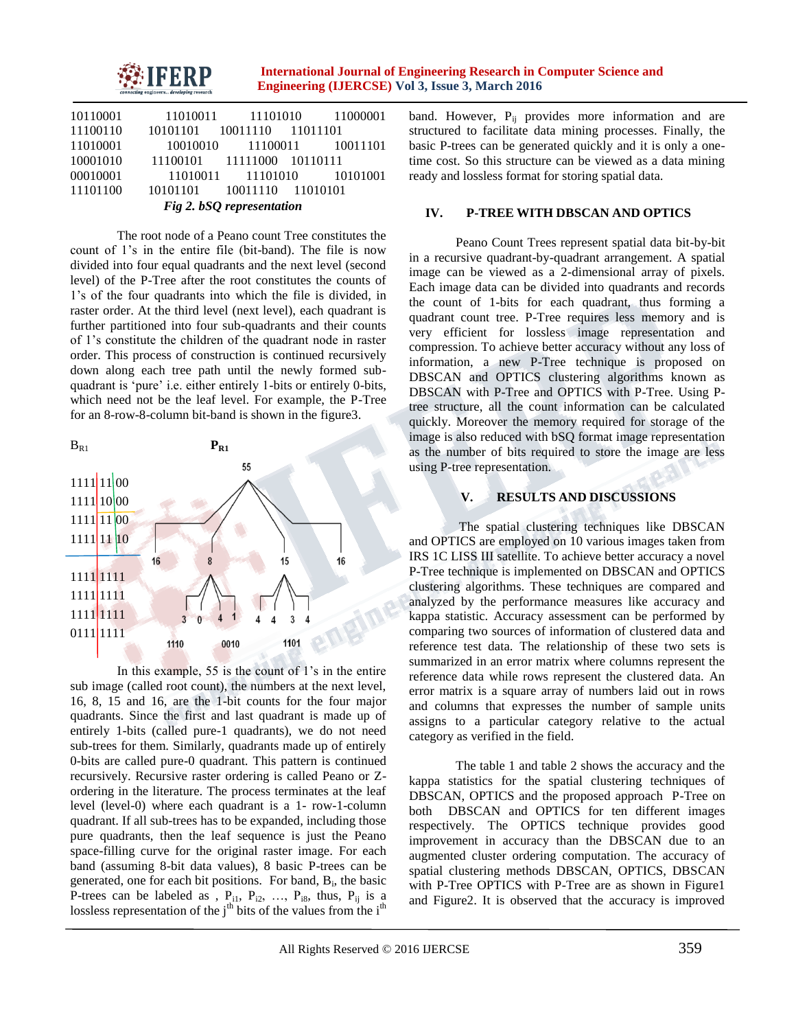```
10110001    11010011    11101010    11000001
11100110    10101101    10011110    11011101
11010001    10010010    11100011    10011101
10001010    11100101    11111000    10110111
00010001    11010011    11101010    10101001
11101100    10101101    10011110    11010101
```

***Fig 2. bSQ representation***

The root node of a Peano count Tree constitutes the count of 1's in the entire file (bit-band). The file is now divided into four equal quadrants and the next level (second level) of the P-Tree after the root constitutes the counts of 1's of the four quadrants into which the file is divided, in raster order. At the third level (next level), each quadrant is further partitioned into four sub-quadrants and their counts of 1's constitute the children of the quadrant node in raster order. This process of construction is continued recursively down along each tree path until the newly formed sub-quadrant is 'pure' i.e. either entirely 1-bits or entirely 0-bits, which need not be the leaf level. For example, the P-Tree for an 8-row-8-column bit-band is shown in the figure3.

$B_{R1}$ $P_{R1}$

```
1111|11|00
1111|10|00
1111|11|00
1111|11|10
1111|1111
1111|1111
1111|1111
0111|1111
```

```
                55
   16       8          15      16
        3  0  4  1   4  4  3  4
      1110  0010     1101
```

In this example, 55 is the count of 1's in the entire sub image (called root count), the numbers at the next level, 16, 8, 15 and 16, are the 1-bit counts for the four major quadrants. Since the first and last quadrant is made up of entirely 1-bits (called pure-1 quadrants), we do not need sub-trees for them. Similarly, quadrants made up of entirely 0-bits are called pure-0 quadrant. This pattern is continued recursively. Recursive raster ordering is called Peano or Z-ordering in the literature. The process terminates at the leaf level (level-0) where each quadrant is a 1- row-1-column quadrant. If all sub-trees has to be expanded, including those pure quadrants, then the leaf sequence is just the Peano space-filling curve for the original raster image. For each band (assuming 8-bit data values), 8 basic P-trees can be generated, one for each bit positions. For band, $B_i$, the basic P-trees can be labeled as , $P_{i1}$, $P_{i2}$, …, $P_{i8}$, thus, $P_{ij}$ is a lossless representation of the $j^{th}$ bits of the values from the $i^{th}$ band. However, $P_{ij}$ provides more information and are structured to facilitate data mining processes. Finally, the basic P-trees can be generated quickly and it is only a one-time cost. So this structure can be viewed as a data mining ready and lossless format for storing spatial data.

## IV. P-TREE WITH DBSCAN AND OPTICS

Peano Count Trees represent spatial data bit-by-bit in a recursive quadrant-by-quadrant arrangement. A spatial image can be viewed as a 2-dimensional array of pixels. Each image data can be divided into quadrants and records the count of 1-bits for each quadrant, thus forming a quadrant count tree. P-Tree requires less memory and is very efficient for lossless image representation and compression. To achieve better accuracy without any loss of information, a new P-Tree technique is proposed on DBSCAN and OPTICS clustering algorithms known as DBSCAN with P-Tree and OPTICS with P-Tree. Using P-tree structure, all the count information can be calculated quickly. Moreover the memory required for storage of the image is also reduced with bSQ format image representation as the number of bits required to store the image are less using P-tree representation.

## V. RESULTS AND DISCUSSIONS

The spatial clustering techniques like DBSCAN and OPTICS are employed on 10 various images taken from IRS 1C LISS III satellite. To achieve better accuracy a novel P-Tree technique is implemented on DBSCAN and OPTICS clustering algorithms. These techniques are compared and analyzed by the performance measures like accuracy and kappa statistic. Accuracy assessment can be performed by comparing two sources of information of clustered data and reference test data. The relationship of these two sets is summarized in an error matrix where columns represent the reference data while rows represent the clustered data. An error matrix is a square array of numbers laid out in rows and columns that expresses the number of sample units assigns to a particular category relative to the actual category as verified in the field.

The table 1 and table 2 shows the accuracy and the kappa statistics for the spatial clustering techniques of DBSCAN, OPTICS and the proposed approach P-Tree on both DBSCAN and OPTICS for ten different images respectively. The OPTICS technique provides good improvement in accuracy than the DBSCAN due to an augmented cluster ordering computation. The accuracy of spatial clustering methods DBSCAN, OPTICS, DBSCAN with P-Tree OPTICS with P-Tree are as shown in Figure1 and Figure2. It is observed that the accuracy is improved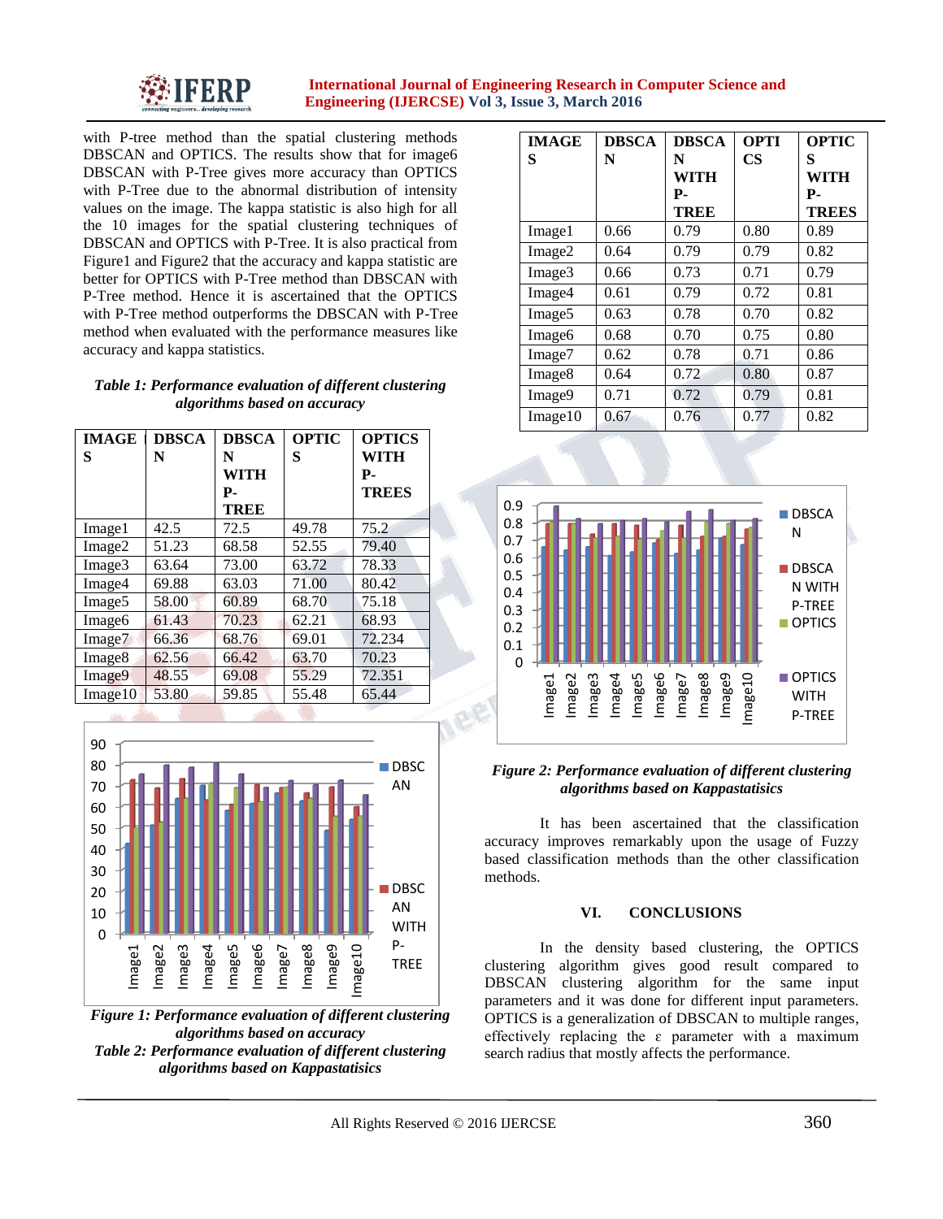with P-tree method than the spatial clustering methods DBSCAN and OPTICS. The results show that for image6 DBSCAN with P-Tree gives more accuracy than OPTICS with P-Tree due to the abnormal distribution of intensity values on the image. The kappa statistic is also high for all the 10 images for the spatial clustering techniques of DBSCAN and OPTICS with P-Tree. It is also practical from Figure1 and Figure2 that the accuracy and kappa statistic are better for OPTICS with P-Tree method than DBSCAN with P-Tree method. Hence it is ascertained that the OPTICS with P-Tree method outperforms the DBSCAN with P-Tree method when evaluated with the performance measures like accuracy and kappa statistics.

*Table 1: Performance evaluation of different clustering algorithms based on accuracy*

| IMAGES | DBSCAN | DBSCAN WITH P-TREE | OPTICS | OPTICS WITH P-TREES |
|---|---|---|---|---|
| Image1 | 42.5 | 72.5 | 49.78 | 75.2 |
| Image2 | 51.23 | 68.58 | 52.55 | 79.40 |
| Image3 | 63.64 | 73.00 | 63.72 | 78.33 |
| Image4 | 69.88 | 63.03 | 71.00 | 80.42 |
| Image5 | 58.00 | 60.89 | 68.70 | 75.18 |
| Image6 | 61.43 | 70.23 | 62.21 | 68.93 |
| Image7 | 66.36 | 68.76 | 69.01 | 72.234 |
| Image8 | 62.56 | 66.42 | 63.70 | 70.23 |
| Image9 | 48.55 | 69.08 | 55.29 | 72.351 |
| Image10 | 53.80 | 59.85 | 55.48 | 65.44 |

*Figure 1: Performance evaluation of different clustering algorithms based on accuracy*

*Table 2: Performance evaluation of different clustering algorithms based on Kappastatisics*

| IMAGES | DBSCAN | DBSCAN WITH P-TREE | OPTICS | OPTICS WITH P-TREES |
|---|---|---|---|---|
| Image1 | 0.66 | 0.79 | 0.80 | 0.89 |
| Image2 | 0.64 | 0.79 | 0.79 | 0.82 |
| Image3 | 0.66 | 0.73 | 0.71 | 0.79 |
| Image4 | 0.61 | 0.79 | 0.72 | 0.81 |
| Image5 | 0.63 | 0.78 | 0.70 | 0.82 |
| Image6 | 0.68 | 0.70 | 0.75 | 0.80 |
| Image7 | 0.62 | 0.78 | 0.71 | 0.86 |
| Image8 | 0.64 | 0.72 | 0.80 | 0.87 |
| Image9 | 0.71 | 0.72 | 0.79 | 0.81 |
| Image10 | 0.67 | 0.76 | 0.77 | 0.82 |

*Figure 2: Performance evaluation of different clustering algorithms based on Kappastatisics*

It has been ascertained that the classification accuracy improves remarkably upon the usage of Fuzzy based classification methods than the other classification methods.

## VI. CONCLUSIONS

In the density based clustering, the OPTICS clustering algorithm gives good result compared to DBSCAN clustering algorithm for the same input parameters and it was done for different input parameters. OPTICS is a generalization of DBSCAN to multiple ranges, effectively replacing the ε parameter with a maximum search radius that mostly affects the performance.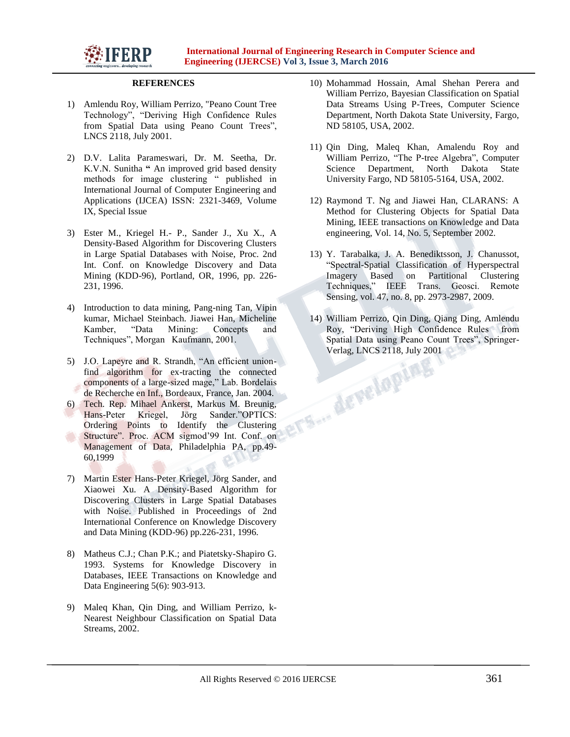## REFERENCES

1) Amlendu Roy, William Perrizo, "Peano Count Tree Technology", "Deriving High Confidence Rules from Spatial Data using Peano Count Trees", LNCS 2118, July 2001.

2) D.V. Lalita Parameswari, Dr. M. Seetha, Dr. K.V.N. Sunitha " An improved grid based density methods for image clustering " published in International Journal of Computer Engineering and Applications (IJCEA) ISSN: 2321-3469, Volume IX, Special Issue

3) Ester M., Kriegel H.- P., Sander J., Xu X., A Density-Based Algorithm for Discovering Clusters in Large Spatial Databases with Noise, Proc. 2nd Int. Conf. on Knowledge Discovery and Data Mining (KDD-96), Portland, OR, 1996, pp. 226-231, 1996.

4) Introduction to data mining, Pang-ning Tan, Vipin kumar, Michael Steinbach. Jiawei Han, Micheline Kamber, "Data Mining: Concepts and Techniques", Morgan Kaufmann, 2001.

5) J.O. Lapeyre and R. Strandh, "An efficient union-find algorithm for ex-tracting the connected components of a large-sized mage," Lab. Bordelais de Recherche en Inf., Bordeaux, France, Jan. 2004.

6) Tech. Rep. Mihael Ankerst, Markus M. Breunig, Hans-Peter Kriegel, Jörg Sander."OPTICS: Ordering Points to Identify the Clustering Structure". Proc. ACM sigmod'99 Int. Conf. on Management of Data, Philadelphia PA, pp.49-60,1999

7) Martin Ester Hans-Peter Kriegel, Jörg Sander, and Xiaowei Xu. A Density-Based Algorithm for Discovering Clusters in Large Spatial Databases with Noise. Published in Proceedings of 2nd International Conference on Knowledge Discovery and Data Mining (KDD-96) pp.226-231, 1996.

8) Matheus C.J.; Chan P.K.; and Piatetsky-Shapiro G. 1993. Systems for Knowledge Discovery in Databases, IEEE Transactions on Knowledge and Data Engineering 5(6): 903-913.

9) Maleq Khan, Qin Ding, and William Perrizo, k-Nearest Neighbour Classification on Spatial Data Streams, 2002.

10) Mohammad Hossain, Amal Shehan Perera and William Perrizo, Bayesian Classification on Spatial Data Streams Using P-Trees, Computer Science Department, North Dakota State University, Fargo, ND 58105, USA, 2002.

11) Qin Ding, Maleq Khan, Amalendu Roy and William Perrizo, "The P-tree Algebra", Computer Science Department, North Dakota State University Fargo, ND 58105-5164, USA, 2002.

12) Raymond T. Ng and Jiawei Han, CLARANS: A Method for Clustering Objects for Spatial Data Mining, IEEE transactions on Knowledge and Data engineering, Vol. 14, No. 5, September 2002.

13) Y. Tarabalka, J. A. Benediktsson, J. Chanussot, "Spectral-Spatial Classification of Hyperspectral Imagery Based on Partitional Clustering Techniques," IEEE Trans. Geosci. Remote Sensing, vol. 47, no. 8, pp. 2973-2987, 2009.

14) William Perrizo, Qin Ding, Qiang Ding, Amlendu Roy, "Deriving High Confidence Rules from Spatial Data using Peano Count Trees", Springer-Verlag, LNCS 2118, July 2001